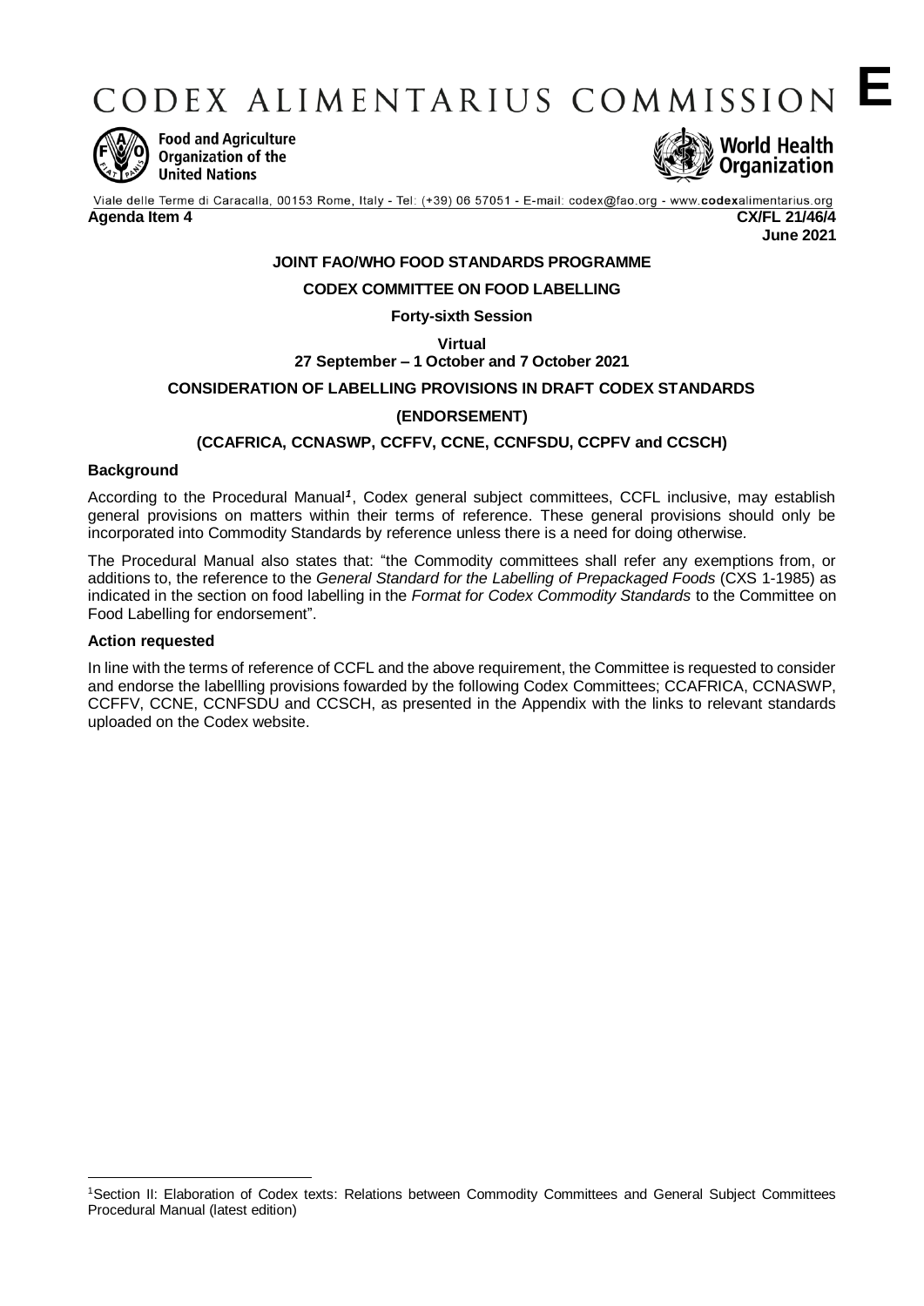# CODEX ALIMENTARIUS COMMISSION

**E**

Food and Agriculture Organization of the United Nations

World Health Organization

Viale delle Terme di Caracalla, 00153 Rome, Italy - Tel: (+39) 06 57051 - E-mail: codex@fao.org - www.codexalimentarius.org

**Agenda Item 4** **CX/FL 21/46/4**
**June 2021**

**JOINT FAO/WHO FOOD STANDARDS PROGRAMME**

**CODEX COMMITTEE ON FOOD LABELLING**

**Forty-sixth Session**

**Virtual**
**27 September – 1 October and 7 October 2021**

**CONSIDERATION OF LABELLING PROVISIONS IN DRAFT CODEX STANDARDS**

**(ENDORSEMENT)**

**(CCAFRICA, CCNASWP, CCFFV, CCNE, CCNFSDU, CCPFV and CCSCH)**

## Background

According to the Procedural Manual[1], Codex general subject committees, CCFL inclusive, may establish general provisions on matters within their terms of reference. These general provisions should only be incorporated into Commodity Standards by reference unless there is a need for doing otherwise.

The Procedural Manual also states that: "the Commodity committees shall refer any exemptions from, or additions to, the reference to the *General Standard for the Labelling of Prepackaged Foods* (CXS 1-1985) as indicated in the section on food labelling in the *Format for Codex Commodity Standards* to the Committee on Food Labelling for endorsement".

## Action requested

In line with the terms of reference of CCFL and the above requirement, the Committee is requested to consider and endorse the labellling provisions fowarded by the following Codex Committees; CCAFRICA, CCNASWP, CCFFV, CCNE, CCNFSDU and CCSCH, as presented in the Appendix with the links to relevant standards uploaded on the Codex website.

---

[1]Section II: Elaboration of Codex texts: Relations between Commodity Committees and General Subject Committees Procedural Manual (latest edition)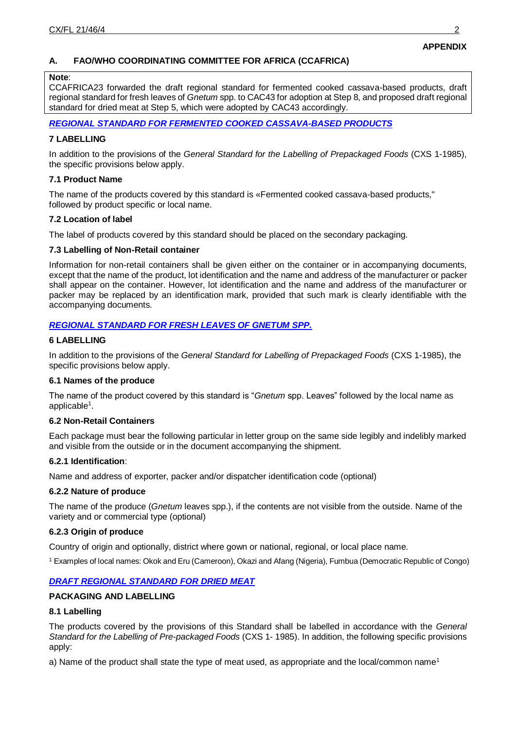**APPENDIX**

## A. FAO/WHO COORDINATING COMMITTEE FOR AFRICA (CCAFRICA)

**Note**:
CCAFRICA23 forwarded the draft regional standard for fermented cooked cassava-based products, draft regional standard for fresh leaves of *Gnetum* spp. to CAC43 for adoption at Step 8, and proposed draft regional standard for dried meat at Step 5, which were adopted by CAC43 accordingly.

### *REGIONAL STANDARD FOR FERMENTED COOKED CASSAVA-BASED PRODUCTS*

#### 7 LABELLING

In addition to the provisions of the *General Standard for the Labelling of Prepackaged Foods* (CXS 1-1985), the specific provisions below apply.

#### 7.1 Product Name

The name of the products covered by this standard is «Fermented cooked cassava-based products," followed by product specific or local name.

#### 7.2 Location of label

The label of products covered by this standard should be placed on the secondary packaging.

#### 7.3 Labelling of Non-Retail container

Information for non-retail containers shall be given either on the container or in accompanying documents, except that the name of the product, lot identification and the name and address of the manufacturer or packer shall appear on the container. However, lot identification and the name and address of the manufacturer or packer may be replaced by an identification mark, provided that such mark is clearly identifiable with the accompanying documents.

### *REGIONAL STANDARD FOR FRESH LEAVES OF GNETUM SPP.*

#### 6 LABELLING

In addition to the provisions of the *General Standard for Labelling of Prepackaged Foods* (CXS 1-1985), the specific provisions below apply.

#### 6.1 Names of the produce

The name of the product covered by this standard is "*Gnetum* spp. Leaves" followed by the local name as applicable[1].

#### 6.2 Non-Retail Containers

Each package must bear the following particular in letter group on the same side legibly and indelibly marked and visible from the outside or in the document accompanying the shipment.

**6.2.1 Identification**:

Name and address of exporter, packer and/or dispatcher identification code (optional)

#### 6.2.2 Nature of produce

The name of the produce (*Gnetum* leaves spp.), if the contents are not visible from the outside. Name of the variety and or commercial type (optional)

#### 6.2.3 Origin of produce

Country of origin and optionally, district where gown or national, regional, or local place name.

[1] Examples of local names: Okok and Eru (Cameroon), Okazi and Afang (Nigeria), Fumbua (Democratic Republic of Congo)

### *DRAFT REGIONAL STANDARD FOR DRIED MEAT*

#### PACKAGING AND LABELLING

#### 8.1 Labelling

The products covered by the provisions of this Standard shall be labelled in accordance with the *General Standard for the Labelling of Pre-packaged Foods* (CXS 1- 1985). In addition, the following specific provisions apply:

a) Name of the product shall state the type of meat used, as appropriate and the local/common name[1]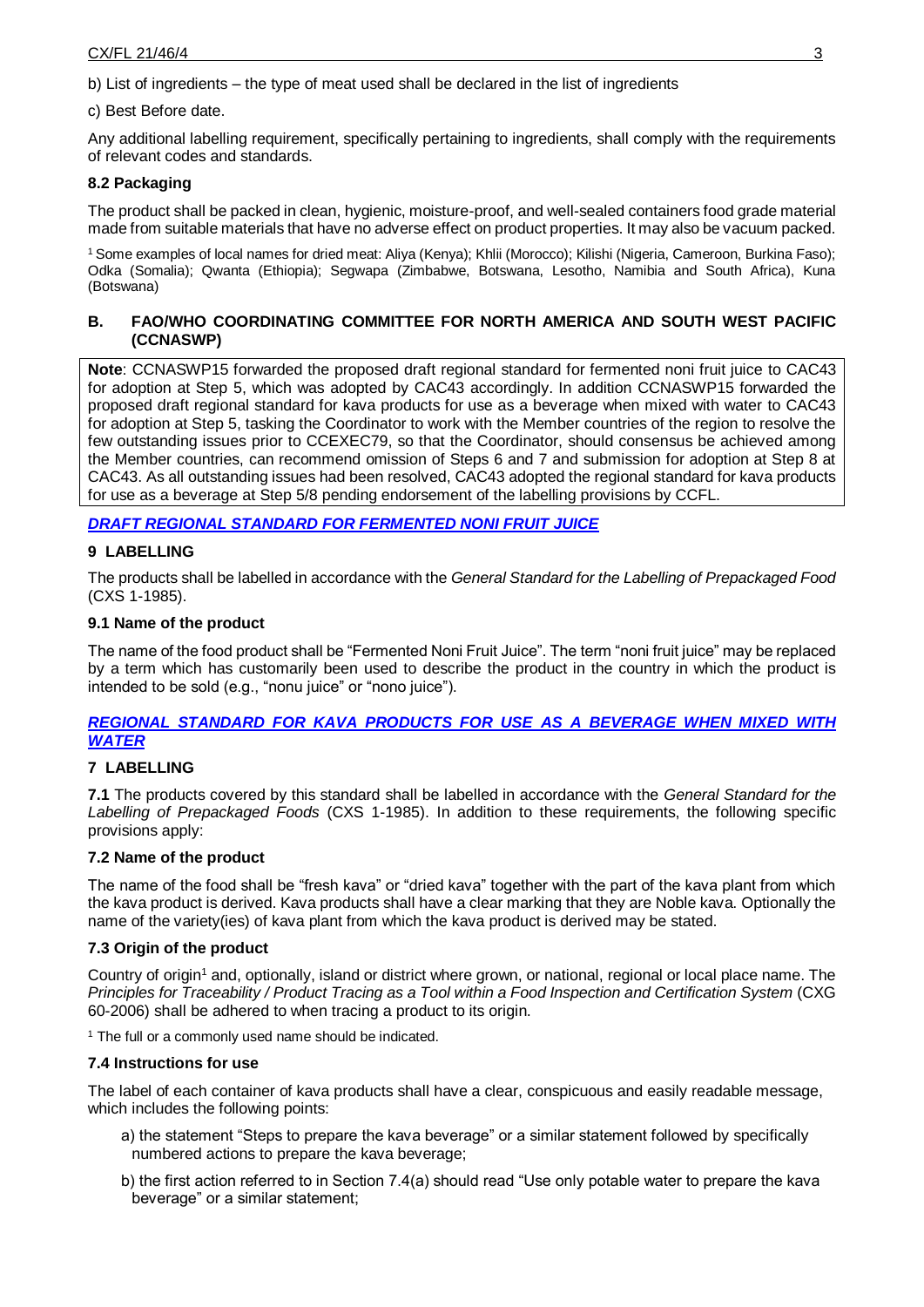b) List of ingredients – the type of meat used shall be declared in the list of ingredients

c) Best Before date.

Any additional labelling requirement, specifically pertaining to ingredients, shall comply with the requirements of relevant codes and standards.

### 8.2 Packaging

The product shall be packed in clean, hygienic, moisture-proof, and well-sealed containers food grade material made from suitable materials that have no adverse effect on product properties. It may also be vacuum packed.

[1] Some examples of local names for dried meat: Aliya (Kenya); Khlii (Morocco); Kilishi (Nigeria, Cameroon, Burkina Faso); Odka (Somalia); Qwanta (Ethiopia); Segwapa (Zimbabwe, Botswana, Lesotho, Namibia and South Africa), Kuna (Botswana)

## B. FAO/WHO COORDINATING COMMITTEE FOR NORTH AMERICA AND SOUTH WEST PACIFIC (CCNASWP)

**Note**: CCNASWP15 forwarded the proposed draft regional standard for fermented noni fruit juice to CAC43 for adoption at Step 5, which was adopted by CAC43 accordingly. In addition CCNASWP15 forwarded the proposed draft regional standard for kava products for use as a beverage when mixed with water to CAC43 for adoption at Step 5, tasking the Coordinator to work with the Member countries of the region to resolve the few outstanding issues prior to CCEXEC79, so that the Coordinator, should consensus be achieved among the Member countries, can recommend omission of Steps 6 and 7 and submission for adoption at Step 8 at CAC43. As all outstanding issues had been resolved, CAC43 adopted the regional standard for kava products for use as a beverage at Step 5/8 pending endorsement of the labelling provisions by CCFL.

***DRAFT REGIONAL STANDARD FOR FERMENTED NONI FRUIT JUICE***

### 9 LABELLING

The products shall be labelled in accordance with the *General Standard for the Labelling of Prepackaged Food* (CXS 1-1985).

### 9.1 Name of the product

The name of the food product shall be "Fermented Noni Fruit Juice". The term "noni fruit juice" may be replaced by a term which has customarily been used to describe the product in the country in which the product is intended to be sold (e.g., "nonu juice" or "nono juice").

***REGIONAL STANDARD FOR KAVA PRODUCTS FOR USE AS A BEVERAGE WHEN MIXED WITH WATER***

### 7 LABELLING

**7.1** The products covered by this standard shall be labelled in accordance with the *General Standard for the Labelling of Prepackaged Foods* (CXS 1-1985). In addition to these requirements, the following specific provisions apply:

### 7.2 Name of the product

The name of the food shall be "fresh kava" or "dried kava" together with the part of the kava plant from which the kava product is derived. Kava products shall have a clear marking that they are Noble kava. Optionally the name of the variety(ies) of kava plant from which the kava product is derived may be stated.

### 7.3 Origin of the product

Country of origin[1] and, optionally, island or district where grown, or national, regional or local place name. The *Principles for Traceability / Product Tracing as a Tool within a Food Inspection and Certification System* (CXG 60-2006) shall be adhered to when tracing a product to its origin.

[1] The full or a commonly used name should be indicated.

### 7.4 Instructions for use

The label of each container of kava products shall have a clear, conspicuous and easily readable message, which includes the following points:

a) the statement "Steps to prepare the kava beverage" or a similar statement followed by specifically numbered actions to prepare the kava beverage;

b) the first action referred to in Section 7.4(a) should read "Use only potable water to prepare the kava beverage" or a similar statement;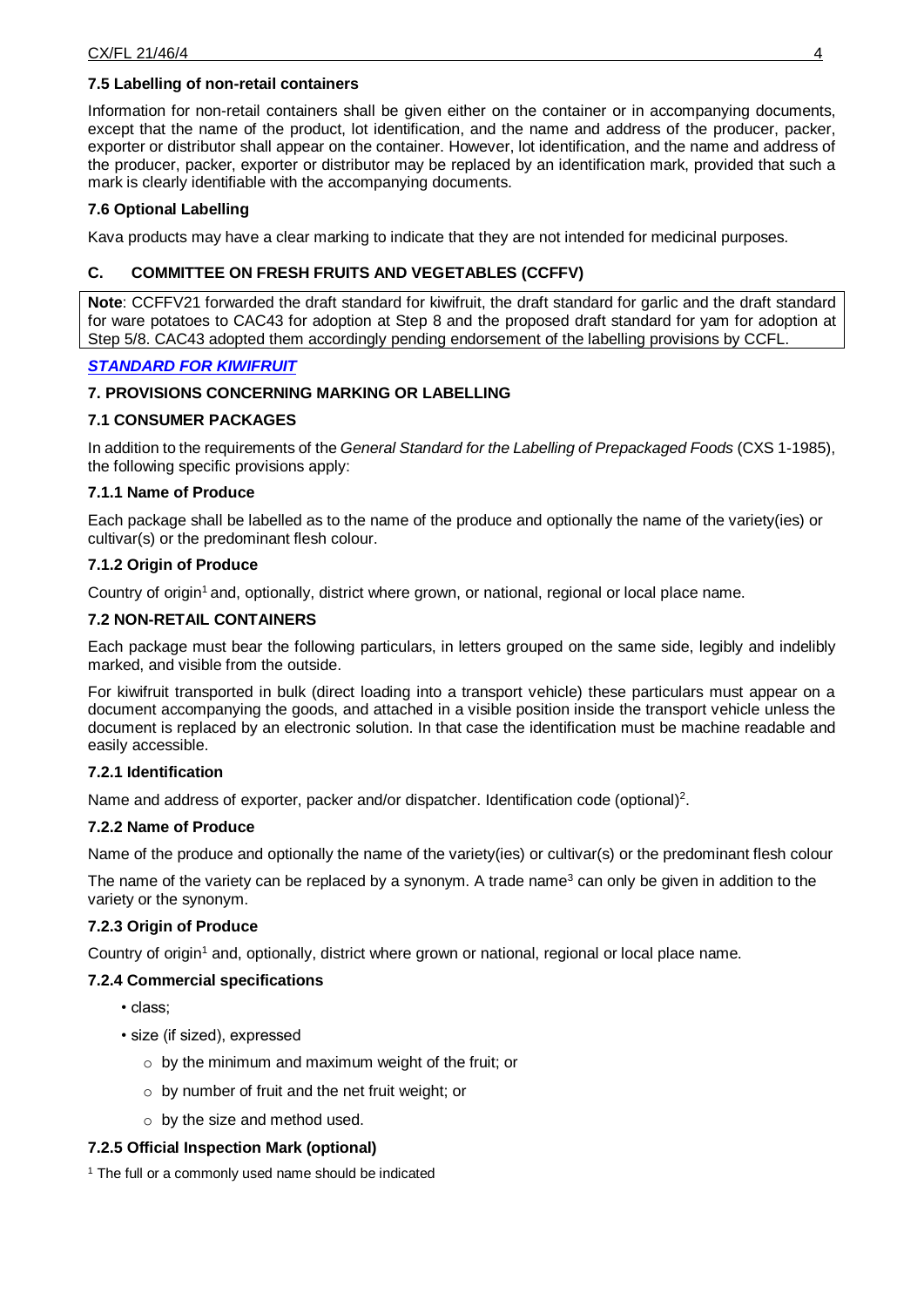### 7.5 Labelling of non-retail containers

Information for non-retail containers shall be given either on the container or in accompanying documents, except that the name of the product, lot identification, and the name and address of the producer, packer, exporter or distributor shall appear on the container. However, lot identification, and the name and address of the producer, packer, exporter or distributor may be replaced by an identification mark, provided that such a mark is clearly identifiable with the accompanying documents.

### 7.6 Optional Labelling

Kava products may have a clear marking to indicate that they are not intended for medicinal purposes.

## C. COMMITTEE ON FRESH FRUITS AND VEGETABLES (CCFFV)

**Note**: CCFFV21 forwarded the draft standard for kiwifruit, the draft standard for garlic and the draft standard for ware potatoes to CAC43 for adoption at Step 8 and the proposed draft standard for yam for adoption at Step 5/8. CAC43 adopted them accordingly pending endorsement of the labelling provisions by CCFL.

***STANDARD FOR KIWIFRUIT***

### 7. PROVISIONS CONCERNING MARKING OR LABELLING

### 7.1 CONSUMER PACKAGES

In addition to the requirements of the *General Standard for the Labelling of Prepackaged Foods* (CXS 1-1985), the following specific provisions apply:

#### 7.1.1 Name of Produce

Each package shall be labelled as to the name of the produce and optionally the name of the variety(ies) or cultivar(s) or the predominant flesh colour.

#### 7.1.2 Origin of Produce

Country of origin[1] and, optionally, district where grown, or national, regional or local place name.

### 7.2 NON-RETAIL CONTAINERS

Each package must bear the following particulars, in letters grouped on the same side, legibly and indelibly marked, and visible from the outside.

For kiwifruit transported in bulk (direct loading into a transport vehicle) these particulars must appear on a document accompanying the goods, and attached in a visible position inside the transport vehicle unless the document is replaced by an electronic solution. In that case the identification must be machine readable and easily accessible.

#### 7.2.1 Identification

Name and address of exporter, packer and/or dispatcher. Identification code (optional)[2].

#### 7.2.2 Name of Produce

Name of the produce and optionally the name of the variety(ies) or cultivar(s) or the predominant flesh colour

The name of the variety can be replaced by a synonym. A trade name[3] can only be given in addition to the variety or the synonym.

#### 7.2.3 Origin of Produce

Country of origin[1] and, optionally, district where grown or national, regional or local place name.

#### 7.2.4 Commercial specifications

- class;
- size (if sized), expressed
  - by the minimum and maximum weight of the fruit; or
  - by number of fruit and the net fruit weight; or
  - by the size and method used.

#### 7.2.5 Official Inspection Mark (optional)

[1] The full or a commonly used name should be indicated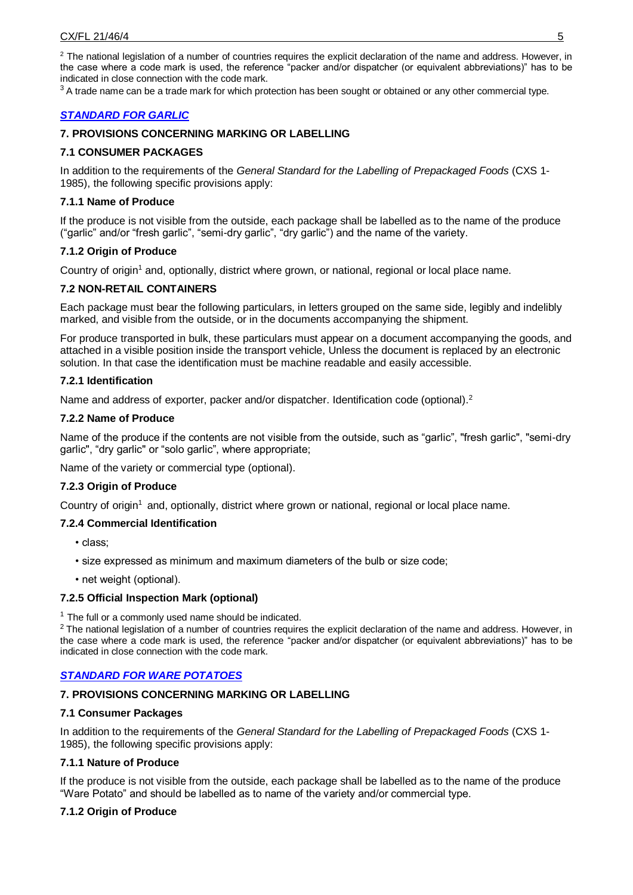[2] The national legislation of a number of countries requires the explicit declaration of the name and address. However, in the case where a code mark is used, the reference "packer and/or dispatcher (or equivalent abbreviations)" has to be indicated in close connection with the code mark.

[3] A trade name can be a trade mark for which protection has been sought or obtained or any other commercial type.

## *STANDARD FOR GARLIC*

### 7. PROVISIONS CONCERNING MARKING OR LABELLING

#### 7.1 CONSUMER PACKAGES

In addition to the requirements of the *General Standard for the Labelling of Prepackaged Foods* (CXS 1-1985), the following specific provisions apply:

#### 7.1.1 Name of Produce

If the produce is not visible from the outside, each package shall be labelled as to the name of the produce ("garlic" and/or "fresh garlic", "semi-dry garlic", "dry garlic") and the name of the variety.

#### 7.1.2 Origin of Produce

Country of origin[1] and, optionally, district where grown, or national, regional or local place name.

#### 7.2 NON-RETAIL CONTAINERS

Each package must bear the following particulars, in letters grouped on the same side, legibly and indelibly marked, and visible from the outside, or in the documents accompanying the shipment.

For produce transported in bulk, these particulars must appear on a document accompanying the goods, and attached in a visible position inside the transport vehicle, Unless the document is replaced by an electronic solution. In that case the identification must be machine readable and easily accessible.

#### 7.2.1 Identification

Name and address of exporter, packer and/or dispatcher. Identification code (optional).[2]

#### 7.2.2 Name of Produce

Name of the produce if the contents are not visible from the outside, such as "garlic", "fresh garlic", "semi-dry garlic", "dry garlic" or "solo garlic", where appropriate;

Name of the variety or commercial type (optional).

#### 7.2.3 Origin of Produce

Country of origin[1] and, optionally, district where grown or national, regional or local place name.

#### 7.2.4 Commercial Identification

- class;
- size expressed as minimum and maximum diameters of the bulb or size code;
- net weight (optional).

#### 7.2.5 Official Inspection Mark (optional)

[1] The full or a commonly used name should be indicated.

[2] The national legislation of a number of countries requires the explicit declaration of the name and address. However, in the case where a code mark is used, the reference "packer and/or dispatcher (or equivalent abbreviations)" has to be indicated in close connection with the code mark.

## *STANDARD FOR WARE POTATOES*

### 7. PROVISIONS CONCERNING MARKING OR LABELLING

#### 7.1 Consumer Packages

In addition to the requirements of the *General Standard for the Labelling of Prepackaged Foods* (CXS 1-1985), the following specific provisions apply:

#### 7.1.1 Nature of Produce

If the produce is not visible from the outside, each package shall be labelled as to the name of the produce "Ware Potato" and should be labelled as to name of the variety and/or commercial type.

#### 7.1.2 Origin of Produce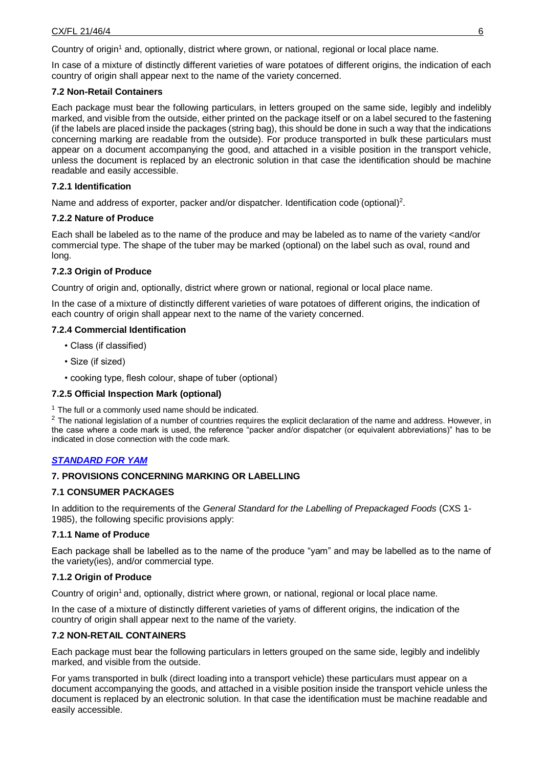Country of origin[1] and, optionally, district where grown, or national, regional or local place name.

In case of a mixture of distinctly different varieties of ware potatoes of different origins, the indication of each country of origin shall appear next to the name of the variety concerned.

### 7.2 Non-Retail Containers

Each package must bear the following particulars, in letters grouped on the same side, legibly and indelibly marked, and visible from the outside, either printed on the package itself or on a label secured to the fastening (if the labels are placed inside the packages (string bag), this should be done in such a way that the indications concerning marking are readable from the outside). For produce transported in bulk these particulars must appear on a document accompanying the good, and attached in a visible position in the transport vehicle, unless the document is replaced by an electronic solution in that case the identification should be machine readable and easily accessible.

#### 7.2.1 Identification

Name and address of exporter, packer and/or dispatcher. Identification code (optional)[2].

#### 7.2.2 Nature of Produce

Each shall be labeled as to the name of the produce and may be labeled as to name of the variety <and/or commercial type. The shape of the tuber may be marked (optional) on the label such as oval, round and long.

#### 7.2.3 Origin of Produce

Country of origin and, optionally, district where grown or national, regional or local place name.

In the case of a mixture of distinctly different varieties of ware potatoes of different origins, the indication of each country of origin shall appear next to the name of the variety concerned.

#### 7.2.4 Commercial Identification

- Class (if classified)
- Size (if sized)
- cooking type, flesh colour, shape of tuber (optional)

#### 7.2.5 Official Inspection Mark (optional)

[1] The full or a commonly used name should be indicated.

[2] The national legislation of a number of countries requires the explicit declaration of the name and address. However, in the case where a code mark is used, the reference "packer and/or dispatcher (or equivalent abbreviations)" has to be indicated in close connection with the code mark.

## ***STANDARD FOR YAM***

### 7. PROVISIONS CONCERNING MARKING OR LABELLING

### 7.1 CONSUMER PACKAGES

In addition to the requirements of the *General Standard for the Labelling of Prepackaged Foods* (CXS 1-1985), the following specific provisions apply:

#### 7.1.1 Name of Produce

Each package shall be labelled as to the name of the produce "yam" and may be labelled as to the name of the variety(ies), and/or commercial type.

#### 7.1.2 Origin of Produce

Country of origin[1] and, optionally, district where grown, or national, regional or local place name.

In the case of a mixture of distinctly different varieties of yams of different origins, the indication of the country of origin shall appear next to the name of the variety.

### 7.2 NON-RETAIL CONTAINERS

Each package must bear the following particulars in letters grouped on the same side, legibly and indelibly marked, and visible from the outside.

For yams transported in bulk (direct loading into a transport vehicle) these particulars must appear on a document accompanying the goods, and attached in a visible position inside the transport vehicle unless the document is replaced by an electronic solution. In that case the identification must be machine readable and easily accessible.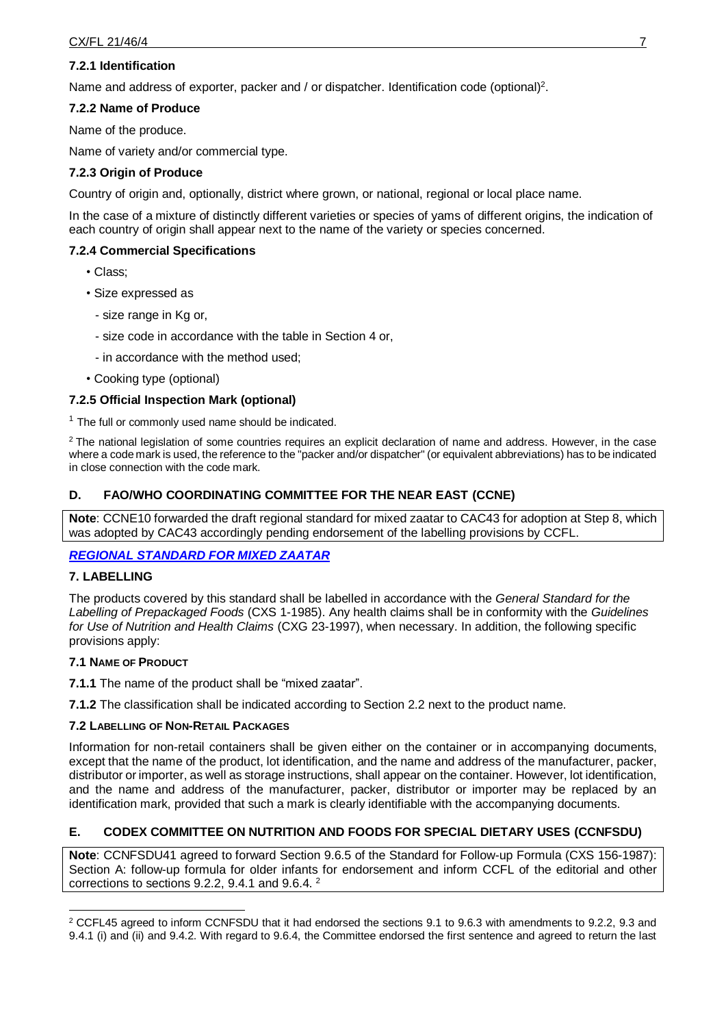#### 7.2.1 Identification

Name and address of exporter, packer and / or dispatcher. Identification code (optional)[2].

#### 7.2.2 Name of Produce

Name of the produce.

Name of variety and/or commercial type.

#### 7.2.3 Origin of Produce

Country of origin and, optionally, district where grown, or national, regional or local place name.

In the case of a mixture of distinctly different varieties or species of yams of different origins, the indication of each country of origin shall appear next to the name of the variety or species concerned.

#### 7.2.4 Commercial Specifications

- Class;
- Size expressed as
  - size range in Kg or,
  - size code in accordance with the table in Section 4 or,
  - in accordance with the method used;
- Cooking type (optional)

#### 7.2.5 Official Inspection Mark (optional)

[1] The full or commonly used name should be indicated.

[2] The national legislation of some countries requires an explicit declaration of name and address. However, in the case where a code mark is used, the reference to the "packer and/or dispatcher" (or equivalent abbreviations) has to be indicated in close connection with the code mark.

## D. FAO/WHO COORDINATING COMMITTEE FOR THE NEAR EAST (CCNE)

**Note**: CCNE10 forwarded the draft regional standard for mixed zaatar to CAC43 for adoption at Step 8, which was adopted by CAC43 accordingly pending endorsement of the labelling provisions by CCFL.

***REGIONAL STANDARD FOR MIXED ZAATAR***

### 7. LABELLING

The products covered by this standard shall be labelled in accordance with the *General Standard for the Labelling of Prepackaged Foods* (CXS 1-1985). Any health claims shall be in conformity with the *Guidelines for Use of Nutrition and Health Claims* (CXG 23-1997), when necessary. In addition, the following specific provisions apply:

#### 7.1 NAME OF PRODUCT

**7.1.1** The name of the product shall be "mixed zaatar".

**7.1.2** The classification shall be indicated according to Section 2.2 next to the product name.

#### 7.2 LABELLING OF NON-RETAIL PACKAGES

Information for non-retail containers shall be given either on the container or in accompanying documents, except that the name of the product, lot identification, and the name and address of the manufacturer, packer, distributor or importer, as well as storage instructions, shall appear on the container. However, lot identification, and the name and address of the manufacturer, packer, distributor or importer may be replaced by an identification mark, provided that such a mark is clearly identifiable with the accompanying documents.

## E. CODEX COMMITTEE ON NUTRITION AND FOODS FOR SPECIAL DIETARY USES (CCNFSDU)

**Note**: CCNFSDU41 agreed to forward Section 9.6.5 of the Standard for Follow-up Formula (CXS 156-1987): Section A: follow-up formula for older infants for endorsement and inform CCFL of the editorial and other corrections to sections 9.2.2, 9.4.1 and 9.6.4. [2]

[2] CCFL45 agreed to inform CCNFSDU that it had endorsed the sections 9.1 to 9.6.3 with amendments to 9.2.2, 9.3 and 9.4.1 (i) and (ii) and 9.4.2. With regard to 9.6.4, the Committee endorsed the first sentence and agreed to return the last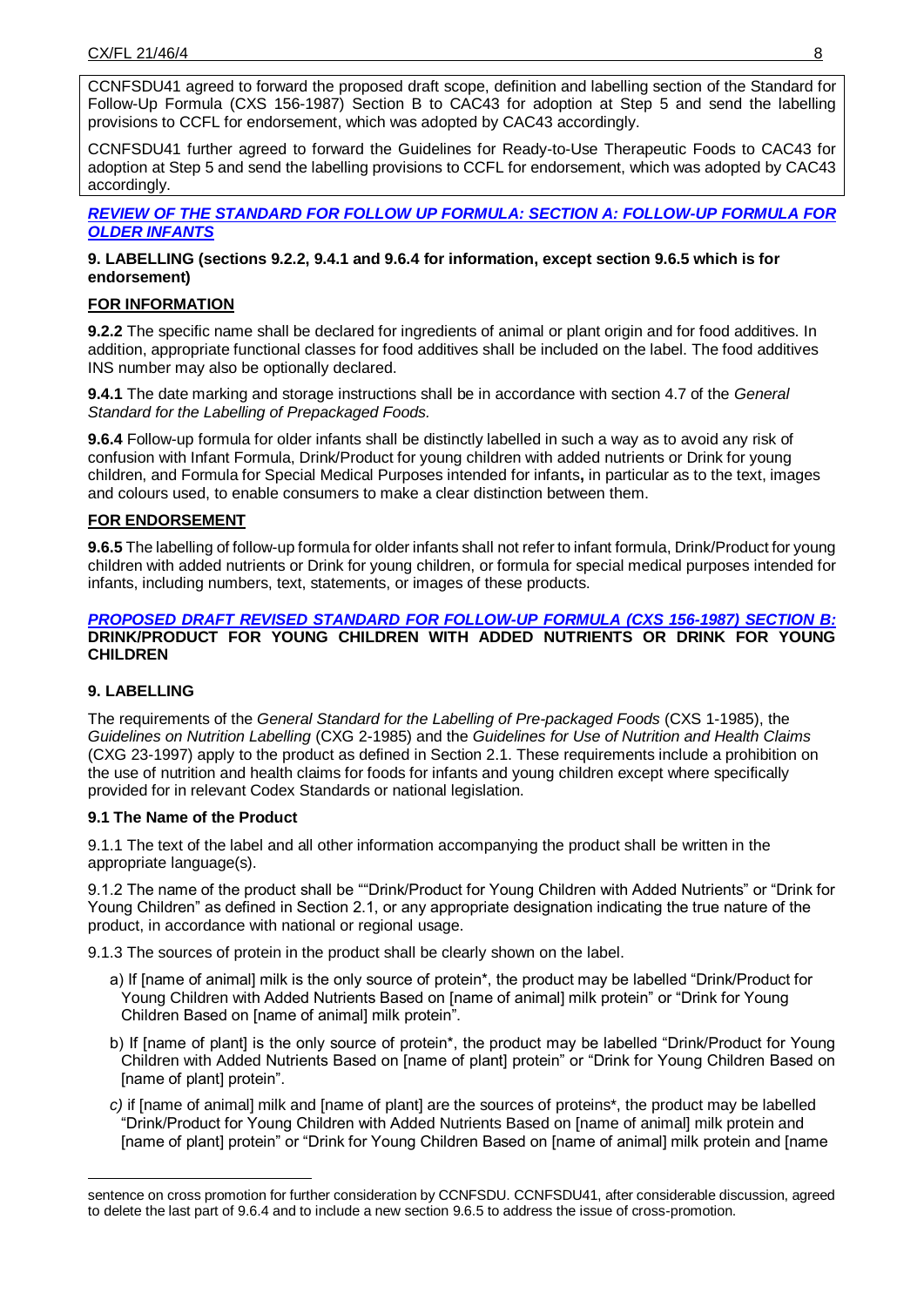CCNFSDU41 agreed to forward the proposed draft scope, definition and labelling section of the Standard for Follow-Up Formula (CXS 156-1987) Section B to CAC43 for adoption at Step 5 and send the labelling provisions to CCFL for endorsement, which was adopted by CAC43 accordingly.

CCNFSDU41 further agreed to forward the Guidelines for Ready-to-Use Therapeutic Foods to CAC43 for adoption at Step 5 and send the labelling provisions to CCFL for endorsement, which was adopted by CAC43 accordingly.

***REVIEW OF THE STANDARD FOR FOLLOW UP FORMULA: SECTION A: FOLLOW-UP FORMULA FOR OLDER INFANTS***

**9. LABELLING (sections 9.2.2, 9.4.1 and 9.6.4 for information, except section 9.6.5 which is for endorsement)**

**FOR INFORMATION**

**9.2.2** The specific name shall be declared for ingredients of animal or plant origin and for food additives. In addition, appropriate functional classes for food additives shall be included on the label. The food additives INS number may also be optionally declared.

**9.4.1** The date marking and storage instructions shall be in accordance with section 4.7 of the *General Standard for the Labelling of Prepackaged Foods.*

**9.6.4** Follow-up formula for older infants shall be distinctly labelled in such a way as to avoid any risk of confusion with Infant Formula, Drink/Product for young children with added nutrients or Drink for young children, and Formula for Special Medical Purposes intended for infants**,** in particular as to the text, images and colours used, to enable consumers to make a clear distinction between them.

**FOR ENDORSEMENT**

**9.6.5** The labelling of follow-up formula for older infants shall not refer to infant formula, Drink/Product for young children with added nutrients or Drink for young children, or formula for special medical purposes intended for infants, including numbers, text, statements, or images of these products.

***PROPOSED DRAFT REVISED STANDARD FOR FOLLOW-UP FORMULA (CXS 156-1987) SECTION B:*** **DRINK/PRODUCT FOR YOUNG CHILDREN WITH ADDED NUTRIENTS OR DRINK FOR YOUNG CHILDREN**

**9. LABELLING**

The requirements of the *General Standard for the Labelling of Pre-packaged Foods* (CXS 1-1985), the *Guidelines on Nutrition Labelling* (CXG 2-1985) and the *Guidelines for Use of Nutrition and Health Claims* (CXG 23-1997) apply to the product as defined in Section 2.1. These requirements include a prohibition on the use of nutrition and health claims for foods for infants and young children except where specifically provided for in relevant Codex Standards or national legislation.

**9.1 The Name of the Product**

9.1.1 The text of the label and all other information accompanying the product shall be written in the appropriate language(s).

9.1.2 The name of the product shall be ""Drink/Product for Young Children with Added Nutrients" or "Drink for Young Children" as defined in Section 2.1, or any appropriate designation indicating the true nature of the product, in accordance with national or regional usage.

9.1.3 The sources of protein in the product shall be clearly shown on the label.

a) If [name of animal] milk is the only source of protein*, the product may be labelled "Drink/Product for Young Children with Added Nutrients Based on [name of animal] milk protein" or "Drink for Young Children Based on [name of animal] milk protein".

b) If [name of plant] is the only source of protein*, the product may be labelled "Drink/Product for Young Children with Added Nutrients Based on [name of plant] protein" or "Drink for Young Children Based on [name of plant] protein".

*c)* if [name of animal] milk and [name of plant] are the sources of proteins*, the product may be labelled "Drink/Product for Young Children with Added Nutrients Based on [name of animal] milk protein and [name of plant] protein" or "Drink for Young Children Based on [name of animal] milk protein and [name

---

sentence on cross promotion for further consideration by CCNFSDU. CCNFSDU41, after considerable discussion, agreed to delete the last part of 9.6.4 and to include a new section 9.6.5 to address the issue of cross-promotion.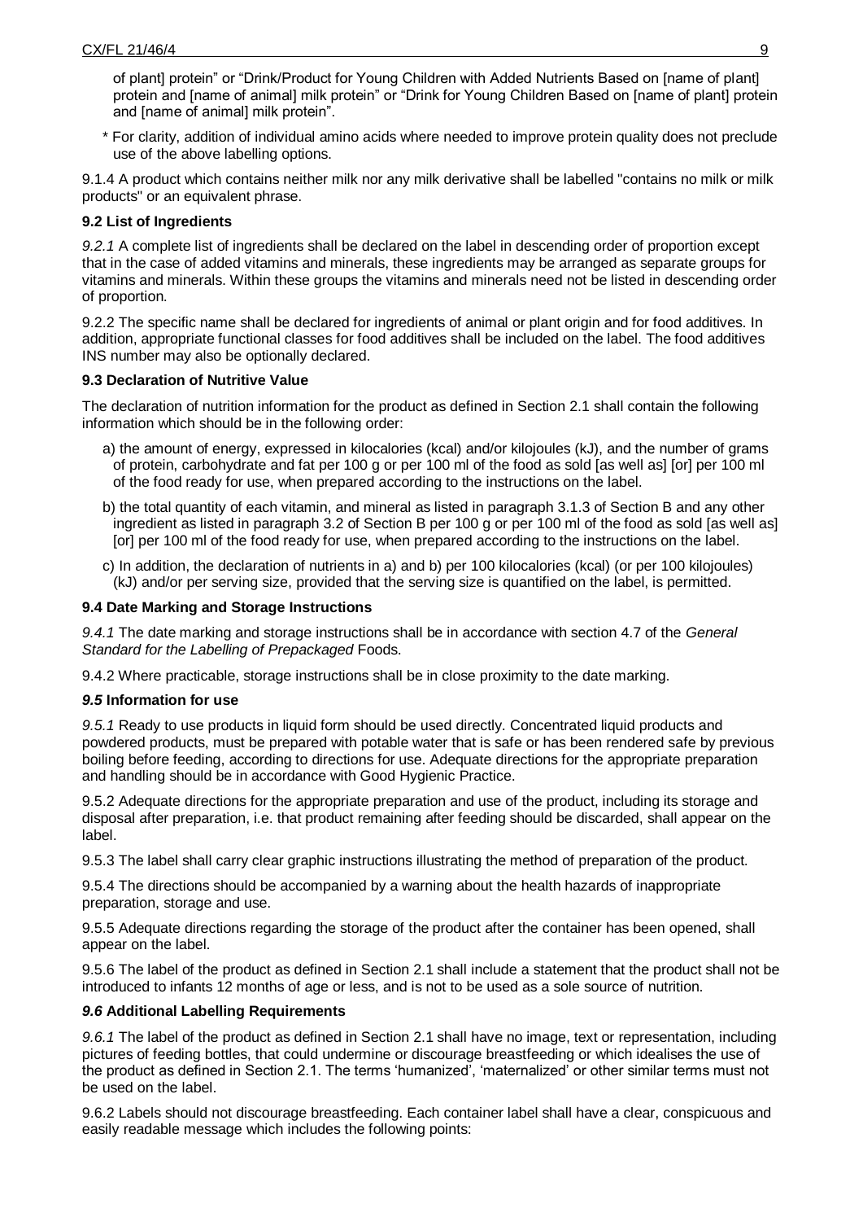of plant] protein" or "Drink/Product for Young Children with Added Nutrients Based on [name of plant] protein and [name of animal] milk protein" or "Drink for Young Children Based on [name of plant] protein and [name of animal] milk protein".

\* For clarity, addition of individual amino acids where needed to improve protein quality does not preclude use of the above labelling options.

9.1.4 A product which contains neither milk nor any milk derivative shall be labelled "contains no milk or milk products" or an equivalent phrase.

### 9.2 List of Ingredients

*9.2.1* A complete list of ingredients shall be declared on the label in descending order of proportion except that in the case of added vitamins and minerals, these ingredients may be arranged as separate groups for vitamins and minerals. Within these groups the vitamins and minerals need not be listed in descending order of proportion.

9.2.2 The specific name shall be declared for ingredients of animal or plant origin and for food additives. In addition, appropriate functional classes for food additives shall be included on the label. The food additives INS number may also be optionally declared.

### 9.3 Declaration of Nutritive Value

The declaration of nutrition information for the product as defined in Section 2.1 shall contain the following information which should be in the following order:

a) the amount of energy, expressed in kilocalories (kcal) and/or kilojoules (kJ), and the number of grams of protein, carbohydrate and fat per 100 g or per 100 ml of the food as sold [as well as] [or] per 100 ml of the food ready for use, when prepared according to the instructions on the label.

b) the total quantity of each vitamin, and mineral as listed in paragraph 3.1.3 of Section B and any other ingredient as listed in paragraph 3.2 of Section B per 100 g or per 100 ml of the food as sold [as well as] [or] per 100 ml of the food ready for use, when prepared according to the instructions on the label.

c) In addition, the declaration of nutrients in a) and b) per 100 kilocalories (kcal) (or per 100 kilojoules) (kJ) and/or per serving size, provided that the serving size is quantified on the label, is permitted.

### 9.4 Date Marking and Storage Instructions

*9.4.1* The date marking and storage instructions shall be in accordance with section 4.7 of the *General Standard for the Labelling of Prepackaged* Foods.

9.4.2 Where practicable, storage instructions shall be in close proximity to the date marking.

### *9.5* Information for use

*9.5.1* Ready to use products in liquid form should be used directly. Concentrated liquid products and powdered products, must be prepared with potable water that is safe or has been rendered safe by previous boiling before feeding, according to directions for use. Adequate directions for the appropriate preparation and handling should be in accordance with Good Hygienic Practice.

9.5.2 Adequate directions for the appropriate preparation and use of the product, including its storage and disposal after preparation, i.e. that product remaining after feeding should be discarded, shall appear on the label.

9.5.3 The label shall carry clear graphic instructions illustrating the method of preparation of the product.

9.5.4 The directions should be accompanied by a warning about the health hazards of inappropriate preparation, storage and use.

9.5.5 Adequate directions regarding the storage of the product after the container has been opened, shall appear on the label.

9.5.6 The label of the product as defined in Section 2.1 shall include a statement that the product shall not be introduced to infants 12 months of age or less, and is not to be used as a sole source of nutrition.

### *9.6* Additional Labelling Requirements

*9.6.1* The label of the product as defined in Section 2.1 shall have no image, text or representation, including pictures of feeding bottles, that could undermine or discourage breastfeeding or which idealises the use of the product as defined in Section 2.1. The terms 'humanized', 'maternalized' or other similar terms must not be used on the label.

9.6.2 Labels should not discourage breastfeeding. Each container label shall have a clear, conspicuous and easily readable message which includes the following points: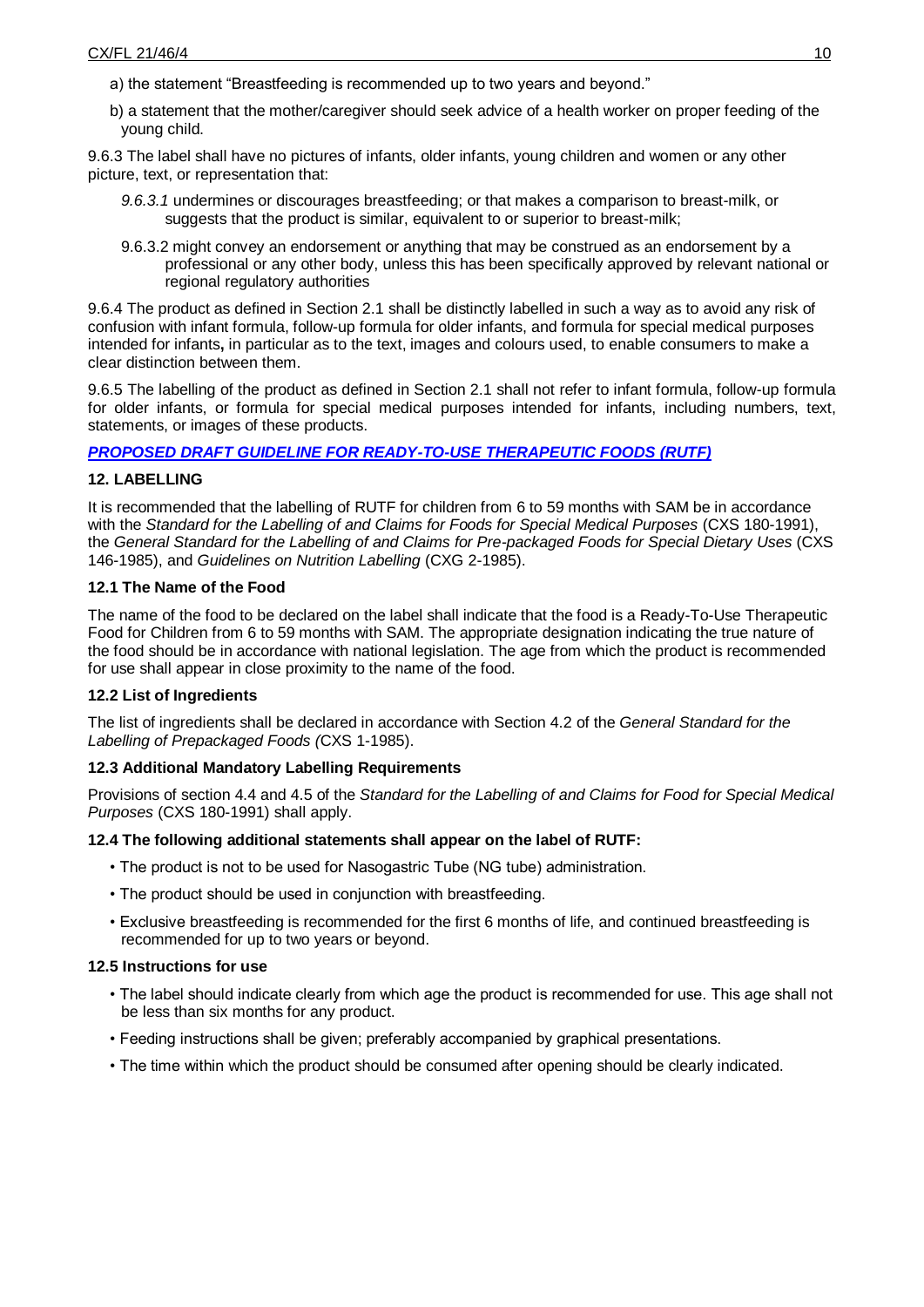a) the statement "Breastfeeding is recommended up to two years and beyond."

b) a statement that the mother/caregiver should seek advice of a health worker on proper feeding of the young child.

9.6.3 The label shall have no pictures of infants, older infants, young children and women or any other picture, text, or representation that:

*9.6.3.1* undermines or discourages breastfeeding; or that makes a comparison to breast-milk, or suggests that the product is similar, equivalent to or superior to breast-milk;

9.6.3.2 might convey an endorsement or anything that may be construed as an endorsement by a professional or any other body, unless this has been specifically approved by relevant national or regional regulatory authorities

9.6.4 The product as defined in Section 2.1 shall be distinctly labelled in such a way as to avoid any risk of confusion with infant formula, follow-up formula for older infants, and formula for special medical purposes intended for infants**,** in particular as to the text, images and colours used, to enable consumers to make a clear distinction between them.

9.6.5 The labelling of the product as defined in Section 2.1 shall not refer to infant formula, follow-up formula for older infants, or formula for special medical purposes intended for infants, including numbers, text, statements, or images of these products.

***PROPOSED DRAFT GUIDELINE FOR READY-TO-USE THERAPEUTIC FOODS (RUTF)***

**12. LABELLING**

It is recommended that the labelling of RUTF for children from 6 to 59 months with SAM be in accordance with the *Standard for the Labelling of and Claims for Foods for Special Medical Purposes* (CXS 180-1991), the *General Standard for the Labelling of and Claims for Pre-packaged Foods for Special Dietary Uses* (CXS 146-1985), and *Guidelines on Nutrition Labelling* (CXG 2-1985).

**12.1 The Name of the Food**

The name of the food to be declared on the label shall indicate that the food is a Ready-To-Use Therapeutic Food for Children from 6 to 59 months with SAM. The appropriate designation indicating the true nature of the food should be in accordance with national legislation. The age from which the product is recommended for use shall appear in close proximity to the name of the food.

**12.2 List of Ingredients**

The list of ingredients shall be declared in accordance with Section 4.2 of the *General Standard for the Labelling of Prepackaged Foods (*CXS 1-1985).

**12.3 Additional Mandatory Labelling Requirements**

Provisions of section 4.4 and 4.5 of the *Standard for the Labelling of and Claims for Food for Special Medical Purposes* (CXS 180-1991) shall apply.

**12.4 The following additional statements shall appear on the label of RUTF:**

- The product is not to be used for Nasogastric Tube (NG tube) administration.
- The product should be used in conjunction with breastfeeding.
- Exclusive breastfeeding is recommended for the first 6 months of life, and continued breastfeeding is recommended for up to two years or beyond.

**12.5 Instructions for use**

- The label should indicate clearly from which age the product is recommended for use. This age shall not be less than six months for any product.
- Feeding instructions shall be given; preferably accompanied by graphical presentations.
- The time within which the product should be consumed after opening should be clearly indicated.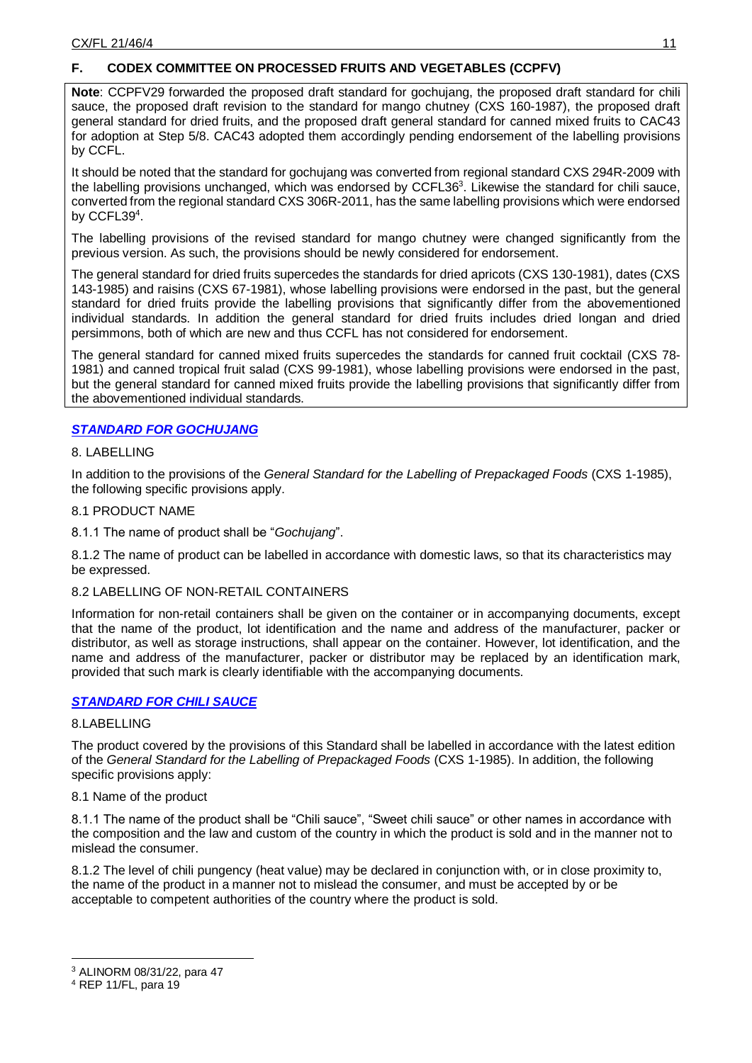## F. CODEX COMMITTEE ON PROCESSED FRUITS AND VEGETABLES (CCPFV)

**Note**: CCPFV29 forwarded the proposed draft standard for gochujang, the proposed draft standard for chili sauce, the proposed draft revision to the standard for mango chutney (CXS 160-1987), the proposed draft general standard for dried fruits, and the proposed draft general standard for canned mixed fruits to CAC43 for adoption at Step 5/8. CAC43 adopted them accordingly pending endorsement of the labelling provisions by CCFL.

It should be noted that the standard for gochujang was converted from regional standard CXS 294R-2009 with the labelling provisions unchanged, which was endorsed by CCFL36[3]. Likewise the standard for chili sauce, converted from the regional standard CXS 306R-2011, has the same labelling provisions which were endorsed by CCFL39[4].

The labelling provisions of the revised standard for mango chutney were changed significantly from the previous version. As such, the provisions should be newly considered for endorsement.

The general standard for dried fruits supercedes the standards for dried apricots (CXS 130-1981), dates (CXS 143-1985) and raisins (CXS 67-1981), whose labelling provisions were endorsed in the past, but the general standard for dried fruits provide the labelling provisions that significantly differ from the abovementioned individual standards. In addition the general standard for dried fruits includes dried longan and dried persimmons, both of which are new and thus CCFL has not considered for endorsement.

The general standard for canned mixed fruits supercedes the standards for canned fruit cocktail (CXS 78-1981) and canned tropical fruit salad (CXS 99-1981), whose labelling provisions were endorsed in the past, but the general standard for canned mixed fruits provide the labelling provisions that significantly differ from the abovementioned individual standards.

### *STANDARD FOR GOCHUJANG*

8. LABELLING

In addition to the provisions of the *General Standard for the Labelling of Prepackaged Foods* (CXS 1-1985), the following specific provisions apply.

8.1 PRODUCT NAME

8.1.1 The name of product shall be "*Gochujang*".

8.1.2 The name of product can be labelled in accordance with domestic laws, so that its characteristics may be expressed.

8.2 LABELLING OF NON-RETAIL CONTAINERS

Information for non-retail containers shall be given on the container or in accompanying documents, except that the name of the product, lot identification and the name and address of the manufacturer, packer or distributor, as well as storage instructions, shall appear on the container. However, lot identification, and the name and address of the manufacturer, packer or distributor may be replaced by an identification mark, provided that such mark is clearly identifiable with the accompanying documents.

### *STANDARD FOR CHILI SAUCE*

8.LABELLING

The product covered by the provisions of this Standard shall be labelled in accordance with the latest edition of the *General Standard for the Labelling of Prepackaged Foods* (CXS 1-1985). In addition, the following specific provisions apply:

8.1 Name of the product

8.1.1 The name of the product shall be "Chili sauce", "Sweet chili sauce" or other names in accordance with the composition and the law and custom of the country in which the product is sold and in the manner not to mislead the consumer.

8.1.2 The level of chili pungency (heat value) may be declared in conjunction with, or in close proximity to, the name of the product in a manner not to mislead the consumer, and must be accepted by or be acceptable to competent authorities of the country where the product is sold.

[3] ALINORM 08/31/22, para 47

[4] REP 11/FL, para 19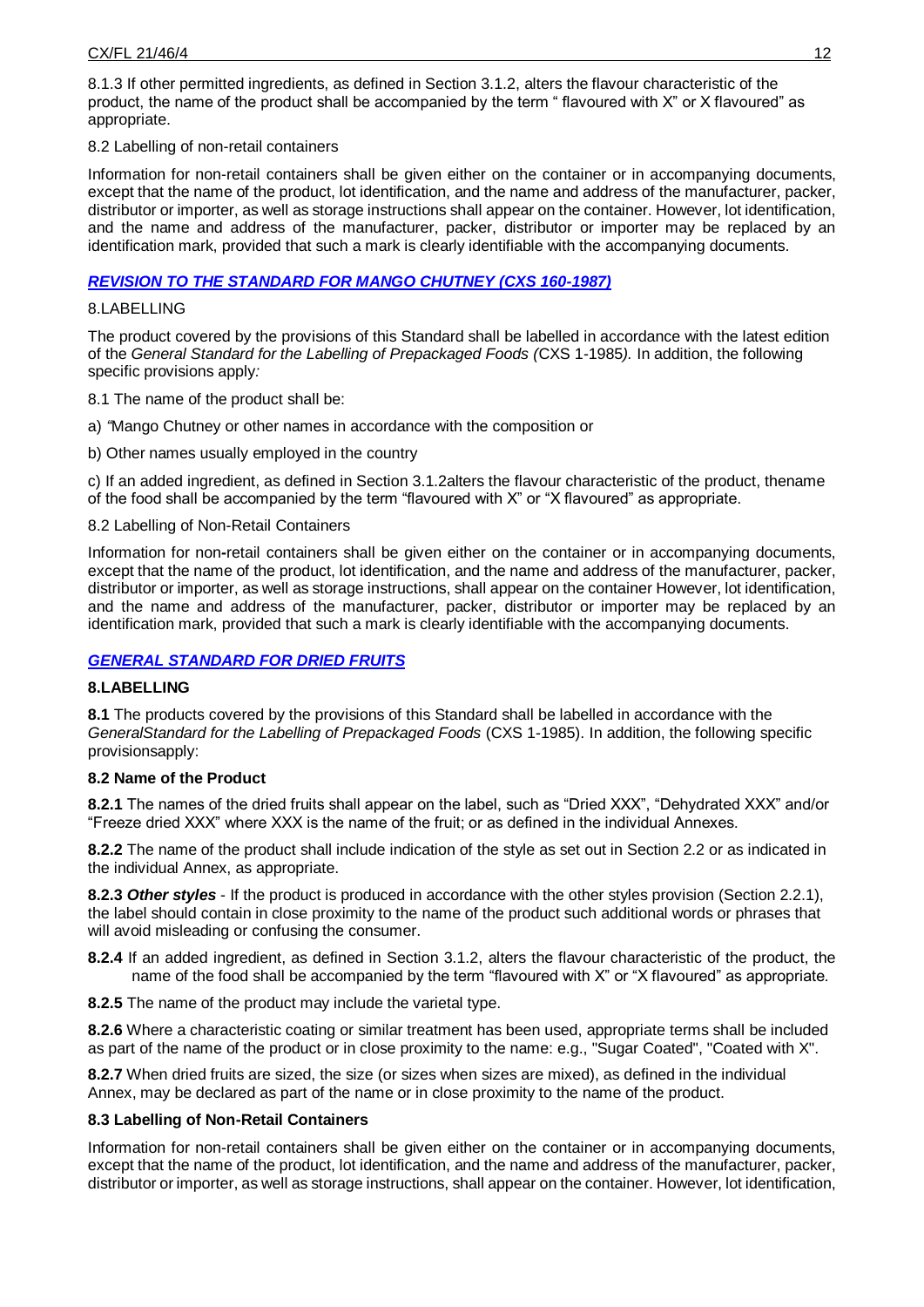8.1.3 If other permitted ingredients, as defined in Section 3.1.2, alters the flavour characteristic of the product, the name of the product shall be accompanied by the term " flavoured with X" or X flavoured" as appropriate.

8.2 Labelling of non-retail containers

Information for non-retail containers shall be given either on the container or in accompanying documents, except that the name of the product, lot identification, and the name and address of the manufacturer, packer, distributor or importer, as well as storage instructions shall appear on the container. However, lot identification, and the name and address of the manufacturer, packer, distributor or importer may be replaced by an identification mark, provided that such a mark is clearly identifiable with the accompanying documents.

### ***REVISION TO THE STANDARD FOR MANGO CHUTNEY (CXS 160-1987)***

8.LABELLING

The product covered by the provisions of this Standard shall be labelled in accordance with the latest edition of the *General Standard for the Labelling of Prepackaged Foods (*CXS 1-1985*).* In addition, the following specific provisions apply*:*

8.1 The name of the product shall be:

a) *"*Mango Chutney or other names in accordance with the composition or

b) Other names usually employed in the country

c) If an added ingredient, as defined in Section 3.1.2alters the flavour characteristic of the product, thename of the food shall be accompanied by the term "flavoured with X" or "X flavoured" as appropriate.

8.2 Labelling of Non-Retail Containers

Information for non-retail containers shall be given either on the container or in accompanying documents, except that the name of the product, lot identification, and the name and address of the manufacturer, packer, distributor or importer, as well as storage instructions, shall appear on the container However, lot identification, and the name and address of the manufacturer, packer, distributor or importer may be replaced by an identification mark, provided that such a mark is clearly identifiable with the accompanying documents.

### ***GENERAL STANDARD FOR DRIED FRUITS***

**8.LABELLING**

**8.1** The products covered by the provisions of this Standard shall be labelled in accordance with the *GeneralStandard for the Labelling of Prepackaged Foods* (CXS 1-1985). In addition, the following specific provisionsapply:

**8.2 Name of the Product**

**8.2.1** The names of the dried fruits shall appear on the label, such as "Dried XXX", "Dehydrated XXX" and/or "Freeze dried XXX" where XXX is the name of the fruit; or as defined in the individual Annexes.

**8.2.2** The name of the product shall include indication of the style as set out in Section 2.2 or as indicated in the individual Annex, as appropriate.

**8.2.3** ***Other styles*** - If the product is produced in accordance with the other styles provision (Section 2.2.1), the label should contain in close proximity to the name of the product such additional words or phrases that will avoid misleading or confusing the consumer.

**8.2.4** If an added ingredient, as defined in Section 3.1.2, alters the flavour characteristic of the product, the name of the food shall be accompanied by the term "flavoured with X" or "X flavoured" as appropriate.

**8.2.5** The name of the product may include the varietal type.

**8.2.6** Where a characteristic coating or similar treatment has been used, appropriate terms shall be included as part of the name of the product or in close proximity to the name: e.g., "Sugar Coated", "Coated with X".

**8.2.7** When dried fruits are sized, the size (or sizes when sizes are mixed), as defined in the individual Annex, may be declared as part of the name or in close proximity to the name of the product.

**8.3 Labelling of Non-Retail Containers**

Information for non-retail containers shall be given either on the container or in accompanying documents, except that the name of the product, lot identification, and the name and address of the manufacturer, packer, distributor or importer, as well as storage instructions, shall appear on the container. However, lot identification,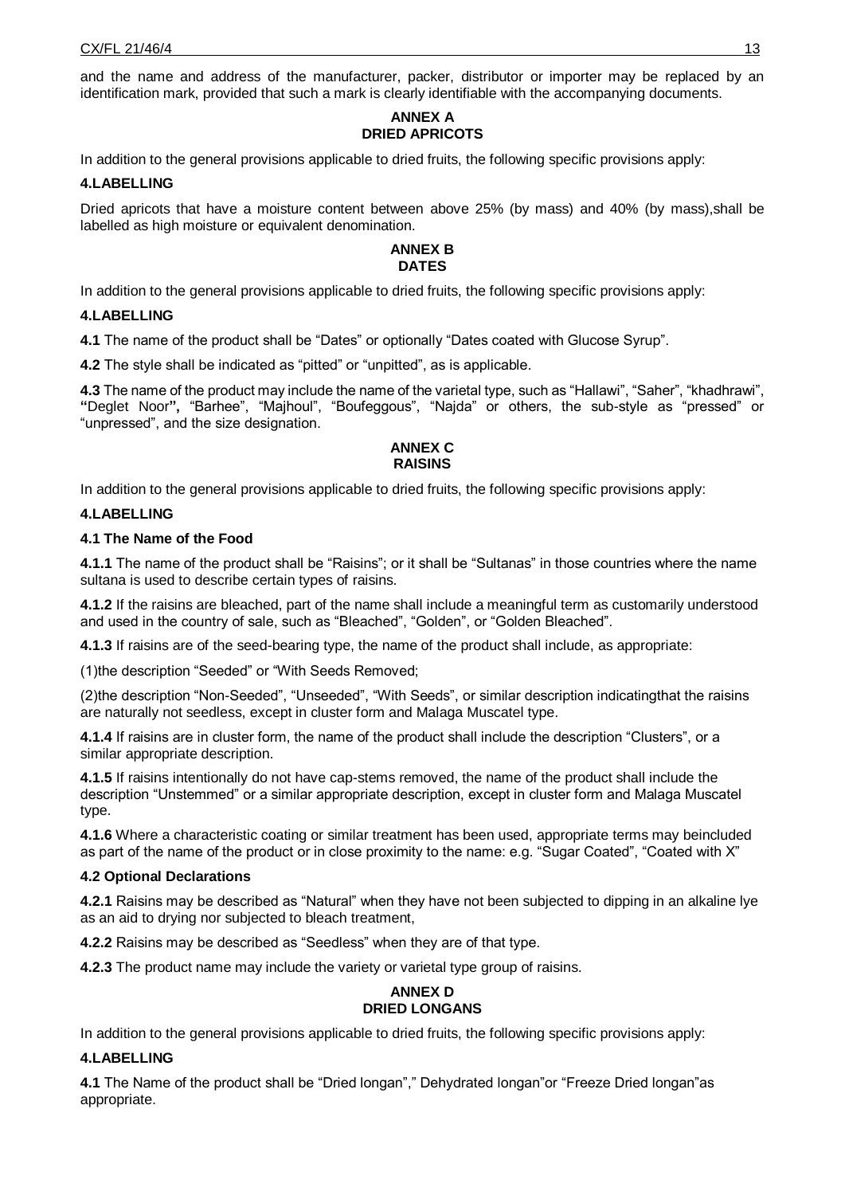and the name and address of the manufacturer, packer, distributor or importer may be replaced by an identification mark, provided that such a mark is clearly identifiable with the accompanying documents.

## ANNEX A
## DRIED APRICOTS

In addition to the general provisions applicable to dried fruits, the following specific provisions apply:

### 4.LABELLING

Dried apricots that have a moisture content between above 25% (by mass) and 40% (by mass),shall be labelled as high moisture or equivalent denomination.

## ANNEX B
## DATES

In addition to the general provisions applicable to dried fruits, the following specific provisions apply:

### 4.LABELLING

**4.1** The name of the product shall be "Dates" or optionally "Dates coated with Glucose Syrup".

**4.2** The style shall be indicated as "pitted" or "unpitted", as is applicable.

**4.3** The name of the product may include the name of the varietal type, such as "Hallawi", "Saher", "khadhrawi", **"**Deglet Noor**",** "Barhee", "Majhoul", "Boufeggous", "Najda" or others, the sub-style as "pressed" or "unpressed", and the size designation.

## ANNEX C
## RAISINS

In addition to the general provisions applicable to dried fruits, the following specific provisions apply:

### 4.LABELLING

#### 4.1 The Name of the Food

**4.1.1** The name of the product shall be "Raisins"; or it shall be "Sultanas" in those countries where the name sultana is used to describe certain types of raisins.

**4.1.2** If the raisins are bleached, part of the name shall include a meaningful term as customarily understood and used in the country of sale, such as "Bleached", "Golden", or "Golden Bleached".

**4.1.3** If raisins are of the seed-bearing type, the name of the product shall include, as appropriate:

(1)the description "Seeded" or "With Seeds Removed;

(2)the description "Non-Seeded", "Unseeded", "With Seeds", or similar description indicatingthat the raisins are naturally not seedless, except in cluster form and Malaga Muscatel type.

**4.1.4** If raisins are in cluster form, the name of the product shall include the description "Clusters", or a similar appropriate description.

**4.1.5** If raisins intentionally do not have cap-stems removed, the name of the product shall include the description "Unstemmed" or a similar appropriate description, except in cluster form and Malaga Muscatel type.

**4.1.6** Where a characteristic coating or similar treatment has been used, appropriate terms may beincluded as part of the name of the product or in close proximity to the name: e.g. "Sugar Coated", "Coated with X"

#### 4.2 Optional Declarations

**4.2.1** Raisins may be described as "Natural" when they have not been subjected to dipping in an alkaline lye as an aid to drying nor subjected to bleach treatment,

**4.2.2** Raisins may be described as "Seedless" when they are of that type.

**4.2.3** The product name may include the variety or varietal type group of raisins.

## ANNEX D
## DRIED LONGANS

In addition to the general provisions applicable to dried fruits, the following specific provisions apply:

### 4.LABELLING

**4.1** The Name of the product shall be "Dried longan"," Dehydrated longan"or "Freeze Dried longan"as appropriate.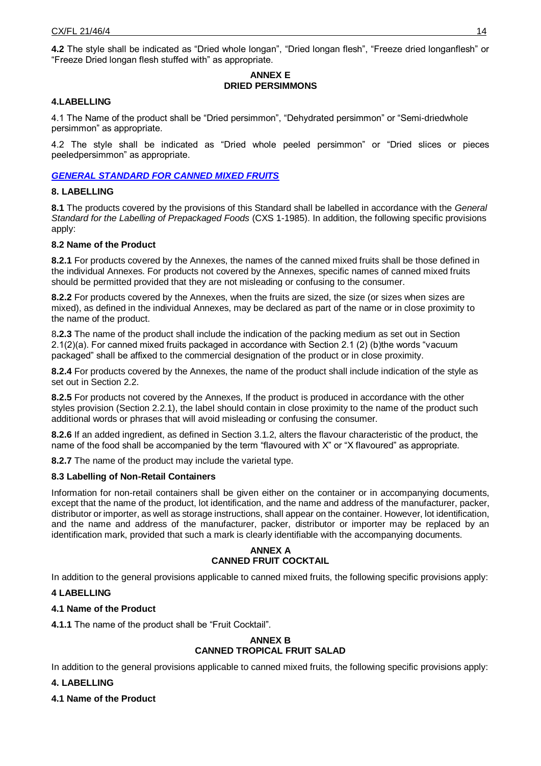**4.2** The style shall be indicated as “Dried whole longan”, “Dried longan flesh”, “Freeze dried longanflesh” or “Freeze Dried longan flesh stuffed with” as appropriate.

**ANNEX E**
**DRIED PERSIMMONS**

**4.LABELLING**

4.1 The Name of the product shall be “Dried persimmon”, “Dehydrated persimmon” or “Semi-driedwhole persimmon” as appropriate.

4.2 The style shall be indicated as “Dried whole peeled persimmon” or “Dried slices or pieces peeledpersimmon” as appropriate.

## ***GENERAL STANDARD FOR CANNED MIXED FRUITS***

**8. LABELLING**

**8.1** The products covered by the provisions of this Standard shall be labelled in accordance with the *General Standard for the Labelling of Prepackaged Foods* (CXS 1-1985). In addition, the following specific provisions apply:

**8.2 Name of the Product**

**8.2.1** For products covered by the Annexes, the names of the canned mixed fruits shall be those defined in the individual Annexes. For products not covered by the Annexes, specific names of canned mixed fruits should be permitted provided that they are not misleading or confusing to the consumer.

**8.2.2** For products covered by the Annexes, when the fruits are sized, the size (or sizes when sizes are mixed), as defined in the individual Annexes, may be declared as part of the name or in close proximity to the name of the product.

8.**2.3** The name of the product shall include the indication of the packing medium as set out in Section 2.1(2)(a). For canned mixed fruits packaged in accordance with Section 2.1 (2) (b)the words “vacuum packaged” shall be affixed to the commercial designation of the product or in close proximity.

**8.2.4** For products covered by the Annexes, the name of the product shall include indication of the style as set out in Section 2.2.

**8.2.5** For products not covered by the Annexes, If the product is produced in accordance with the other styles provision (Section 2.2.1), the label should contain in close proximity to the name of the product such additional words or phrases that will avoid misleading or confusing the consumer.

**8.2.6** If an added ingredient, as defined in Section 3.1.2, alters the flavour characteristic of the product, the name of the food shall be accompanied by the term “flavoured with X” or “X flavoured” as appropriate.

**8.2.7** The name of the product may include the varietal type.

**8.3 Labelling of Non-Retail Containers**

Information for non-retail containers shall be given either on the container or in accompanying documents, except that the name of the product, lot identification, and the name and address of the manufacturer, packer, distributor or importer, as well as storage instructions, shall appear on the container. However, lot identification, and the name and address of the manufacturer, packer, distributor or importer may be replaced by an identification mark, provided that such a mark is clearly identifiable with the accompanying documents.

**ANNEX A**
**CANNED FRUIT COCKTAIL**

In addition to the general provisions applicable to canned mixed fruits, the following specific provisions apply:

**4 LABELLING**

**4.1 Name of the Product**

**4.1.1** The name of the product shall be “Fruit Cocktail”.

**ANNEX B**
**CANNED TROPICAL FRUIT SALAD**

In addition to the general provisions applicable to canned mixed fruits, the following specific provisions apply:

**4. LABELLING**

**4.1 Name of the Product**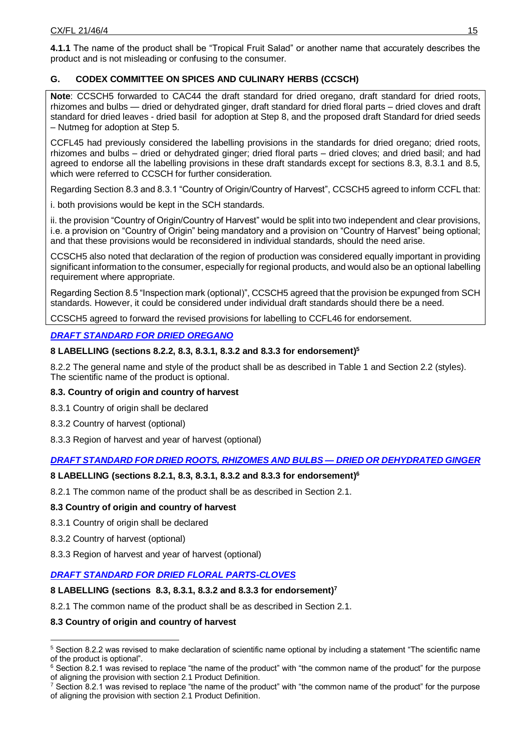**4.1.1** The name of the product shall be "Tropical Fruit Salad" or another name that accurately describes the product and is not misleading or confusing to the consumer.

## G. CODEX COMMITTEE ON SPICES AND CULINARY HERBS (CCSCH)

**Note**: CCSCH5 forwarded to CAC44 the draft standard for dried oregano, draft standard for dried roots, rhizomes and bulbs — dried or dehydrated ginger, draft standard for dried floral parts – dried cloves and draft standard for dried leaves - dried basil for adoption at Step 8, and the proposed draft Standard for dried seeds – Nutmeg for adoption at Step 5.

CCFL45 had previously considered the labelling provisions in the standards for dried oregano; dried roots, rhizomes and bulbs – dried or dehydrated ginger; dried floral parts – dried cloves; and dried basil; and had agreed to endorse all the labelling provisions in these draft standards except for sections 8.3, 8.3.1 and 8.5, which were referred to CCSCH for further consideration.

Regarding Section 8.3 and 8.3.1 "Country of Origin/Country of Harvest", CCSCH5 agreed to inform CCFL that:

i. both provisions would be kept in the SCH standards.

ii. the provision "Country of Origin/Country of Harvest" would be split into two independent and clear provisions, i.e. a provision on "Country of Origin" being mandatory and a provision on "Country of Harvest" being optional; and that these provisions would be reconsidered in individual standards, should the need arise.

CCSCH5 also noted that declaration of the region of production was considered equally important in providing significant information to the consumer, especially for regional products, and would also be an optional labelling requirement where appropriate.

Regarding Section 8.5 "Inspection mark (optional)", CCSCH5 agreed that the provision be expunged from SCH standards. However, it could be considered under individual draft standards should there be a need.

CCSCH5 agreed to forward the revised provisions for labelling to CCFL46 for endorsement.

### *DRAFT STANDARD FOR DRIED OREGANO*

**8 LABELLING (sections 8.2.2, 8.3, 8.3.1, 8.3.2 and 8.3.3 for endorsement)[5]**

8.2.2 The general name and style of the product shall be as described in Table 1 and Section 2.2 (styles). The scientific name of the product is optional.

**8.3. Country of origin and country of harvest**

8.3.1 Country of origin shall be declared

8.3.2 Country of harvest (optional)

8.3.3 Region of harvest and year of harvest (optional)

### *DRAFT STANDARD FOR DRIED ROOTS, RHIZOMES AND BULBS — DRIED OR DEHYDRATED GINGER*

**8 LABELLING (sections 8.2.1, 8.3, 8.3.1, 8.3.2 and 8.3.3 for endorsement)[6]**

8.2.1 The common name of the product shall be as described in Section 2.1.

**8.3 Country of origin and country of harvest**

8.3.1 Country of origin shall be declared

8.3.2 Country of harvest (optional)

8.3.3 Region of harvest and year of harvest (optional)

### *DRAFT STANDARD FOR DRIED FLORAL PARTS-CLOVES*

**8 LABELLING (sections 8.3, 8.3.1, 8.3.2 and 8.3.3 for endorsement)[7]**

8.2.1 The common name of the product shall be as described in Section 2.1.

**8.3 Country of origin and country of harvest**

---

[5] Section 8.2.2 was revised to make declaration of scientific name optional by including a statement "The scientific name of the product is optional".

[6] Section 8.2.1 was revised to replace "the name of the product" with "the common name of the product" for the purpose of aligning the provision with section 2.1 Product Definition.

[7] Section 8.2.1 was revised to replace "the name of the product" with "the common name of the product" for the purpose of aligning the provision with section 2.1 Product Definition.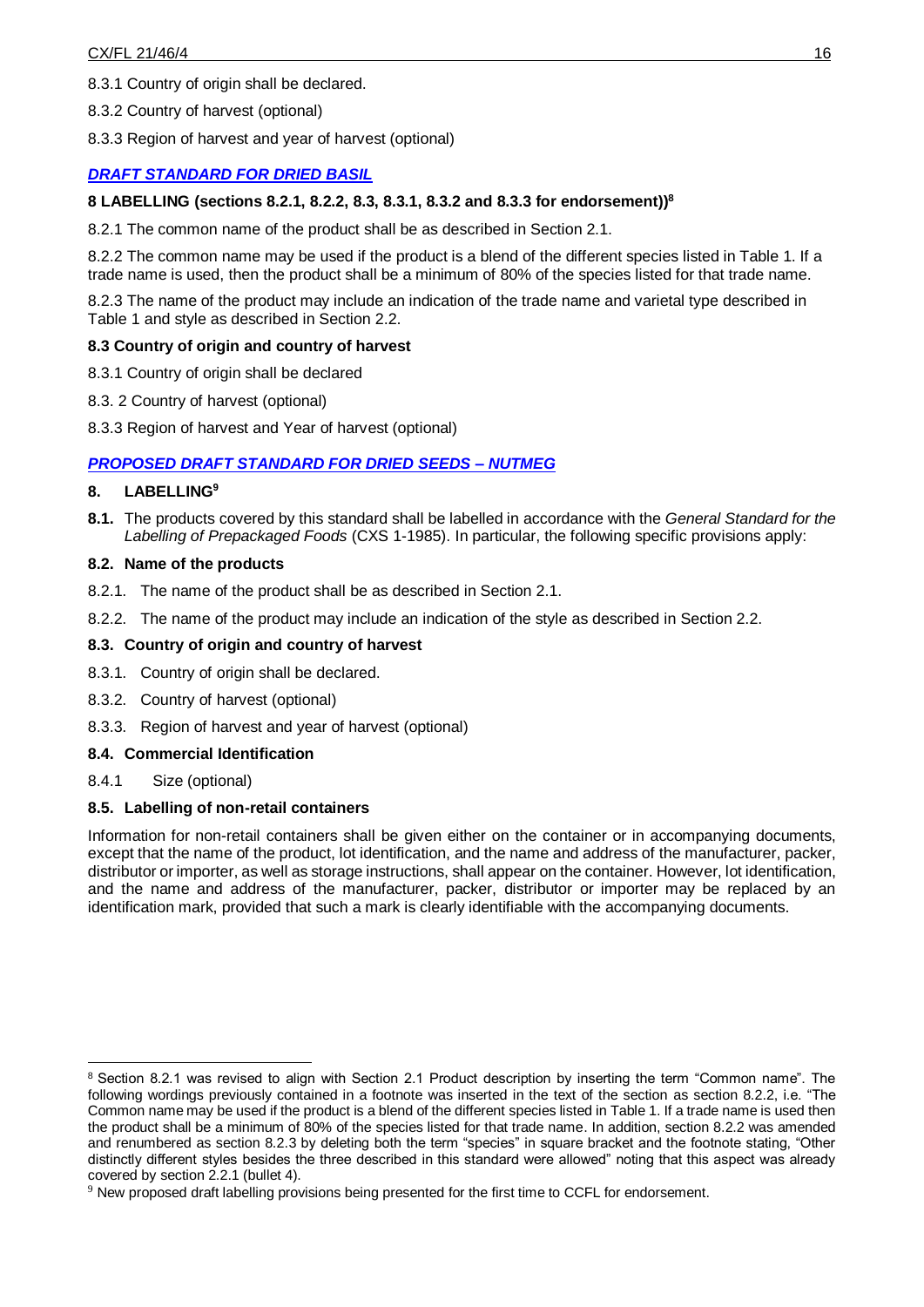8.3.1 Country of origin shall be declared.

8.3.2 Country of harvest (optional)

8.3.3 Region of harvest and year of harvest (optional)

### *DRAFT STANDARD FOR DRIED BASIL*

**8 LABELLING (sections 8.2.1, 8.2.2, 8.3, 8.3.1, 8.3.2 and 8.3.3 for endorsement))**[8]

8.2.1 The common name of the product shall be as described in Section 2.1.

8.2.2 The common name may be used if the product is a blend of the different species listed in Table 1. If a trade name is used, then the product shall be a minimum of 80% of the species listed for that trade name.

8.2.3 The name of the product may include an indication of the trade name and varietal type described in Table 1 and style as described in Section 2.2.

**8.3 Country of origin and country of harvest**

8.3.1 Country of origin shall be declared

8.3. 2 Country of harvest (optional)

8.3.3 Region of harvest and Year of harvest (optional)

### *PROPOSED DRAFT STANDARD FOR DRIED SEEDS – NUTMEG*

**8. LABELLING**[9]

**8.1.** The products covered by this standard shall be labelled in accordance with the *General Standard for the Labelling of Prepackaged Foods* (CXS 1-1985). In particular, the following specific provisions apply:

**8.2. Name of the products**

8.2.1. The name of the product shall be as described in Section 2.1.

8.2.2. The name of the product may include an indication of the style as described in Section 2.2.

**8.3. Country of origin and country of harvest**

8.3.1. Country of origin shall be declared.

8.3.2. Country of harvest (optional)

8.3.3. Region of harvest and year of harvest (optional)

**8.4. Commercial Identification**

8.4.1 Size (optional)

**8.5. Labelling of non-retail containers**

Information for non-retail containers shall be given either on the container or in accompanying documents, except that the name of the product, lot identification, and the name and address of the manufacturer, packer, distributor or importer, as well as storage instructions, shall appear on the container. However, lot identification, and the name and address of the manufacturer, packer, distributor or importer may be replaced by an identification mark, provided that such a mark is clearly identifiable with the accompanying documents.

---

[8] Section 8.2.1 was revised to align with Section 2.1 Product description by inserting the term "Common name". The following wordings previously contained in a footnote was inserted in the text of the section as section 8.2.2, i.e. "The Common name may be used if the product is a blend of the different species listed in Table 1. If a trade name is used then the product shall be a minimum of 80% of the species listed for that trade name. In addition, section 8.2.2 was amended and renumbered as section 8.2.3 by deleting both the term "species" in square bracket and the footnote stating, "Other distinctly different styles besides the three described in this standard were allowed" noting that this aspect was already covered by section 2.2.1 (bullet 4).

[9] New proposed draft labelling provisions being presented for the first time to CCFL for endorsement.